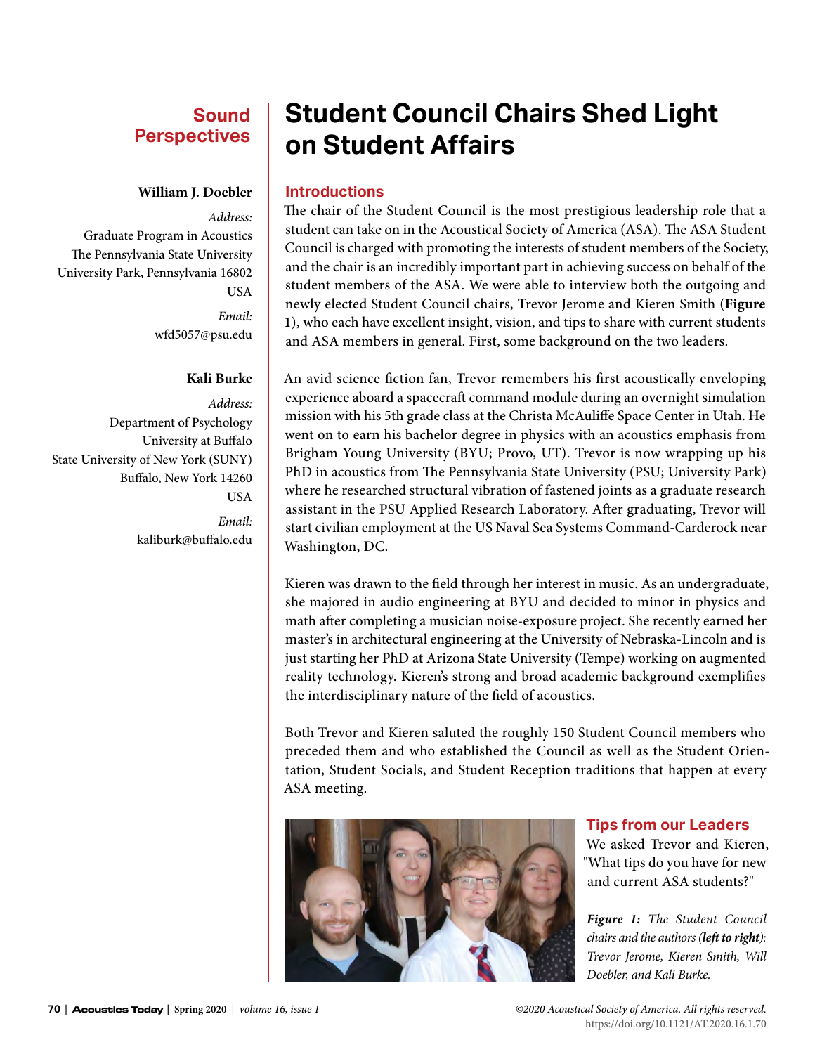Sound Perspectives

# Student Council Chairs Shed Light on Student Affairs

**William J. Doebler**

*Address:*
Graduate Program in Acoustics
The Pennsylvania State University
University Park, Pennsylvania 16802
USA

*Email:*
wfd5057@psu.edu

**Kali Burke**

*Address:*
Department of Psychology
University at Buffalo
State University of New York (SUNY)
Buffalo, New York 14260
USA

*Email:*
kaliburk@buffalo.edu

## Introductions

The chair of the Student Council is the most prestigious leadership role that a student can take on in the Acoustical Society of America (ASA). The ASA Student Council is charged with promoting the interests of student members of the Society, and the chair is an incredibly important part in achieving success on behalf of the student members of the ASA. We were able to interview both the outgoing and newly elected Student Council chairs, Trevor Jerome and Kieren Smith (**Figure 1**), who each have excellent insight, vision, and tips to share with current students and ASA members in general. First, some background on the two leaders.

An avid science fiction fan, Trevor remembers his first acoustically enveloping experience aboard a spacecraft command module during an overnight simulation mission with his 5th grade class at the Christa McAuliffe Space Center in Utah. He went on to earn his bachelor degree in physics with an acoustics emphasis from Brigham Young University (BYU; Provo, UT). Trevor is now wrapping up his PhD in acoustics from The Pennsylvania State University (PSU; University Park) where he researched structural vibration of fastened joints as a graduate research assistant in the PSU Applied Research Laboratory. After graduating, Trevor will start civilian employment at the US Naval Sea Systems Command-Carderock near Washington, DC.

Kieren was drawn to the field through her interest in music. As an undergraduate, she majored in audio engineering at BYU and decided to minor in physics and math after completing a musician noise-exposure project. She recently earned her master's in architectural engineering at the University of Nebraska-Lincoln and is just starting her PhD at Arizona State University (Tempe) working on augmented reality technology. Kieren's strong and broad academic background exemplifies the interdisciplinary nature of the field of acoustics.

Both Trevor and Kieren saluted the roughly 150 Student Council members who preceded them and who established the Council as well as the Student Orientation, Student Socials, and Student Reception traditions that happen at every ASA meeting.

*Figure 1: The Student Council chairs and the authors (**left to right**): Trevor Jerome, Kieren Smith, Will Doebler, and Kali Burke.*

## Tips from our Leaders

We asked Trevor and Kieren, "What tips do you have for new and current ASA students?"

©2020 Acoustical Society of America. All rights reserved.
https://doi.org/10.1121/AT.2020.16.1.70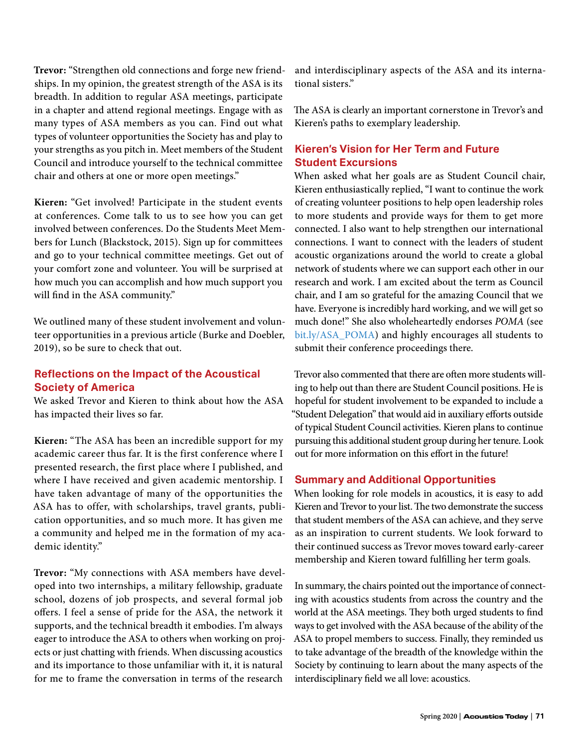**Trevor:** "Strengthen old connections and forge new friendships. In my opinion, the greatest strength of the ASA is its breadth. In addition to regular ASA meetings, participate in a chapter and attend regional meetings. Engage with as many types of ASA members as you can. Find out what types of volunteer opportunities the Society has and play to your strengths as you pitch in. Meet members of the Student Council and introduce yourself to the technical committee chair and others at one or more open meetings."

**Kieren:** "Get involved! Participate in the student events at conferences. Come talk to us to see how you can get involved between conferences. Do the Students Meet Members for Lunch (Blackstock, 2015). Sign up for committees and go to your technical committee meetings. Get out of your comfort zone and volunteer. You will be surprised at how much you can accomplish and how much support you will find in the ASA community."

We outlined many of these student involvement and volunteer opportunities in a previous article (Burke and Doebler, 2019), so be sure to check that out.

## Reflections on the Impact of the Acoustical Society of America

We asked Trevor and Kieren to think about how the ASA has impacted their lives so far.

**Kieren:** "The ASA has been an incredible support for my academic career thus far. It is the first conference where I presented research, the first place where I published, and where I have received and given academic mentorship. I have taken advantage of many of the opportunities the ASA has to offer, with scholarships, travel grants, publication opportunities, and so much more. It has given me a community and helped me in the formation of my academic identity."

**Trevor:** "My connections with ASA members have developed into two internships, a military fellowship, graduate school, dozens of job prospects, and several formal job offers. I feel a sense of pride for the ASA, the network it supports, and the technical breadth it embodies. I'm always eager to introduce the ASA to others when working on projects or just chatting with friends. When discussing acoustics and its importance to those unfamiliar with it, it is natural for me to frame the conversation in terms of the research and interdisciplinary aspects of the ASA and its international sisters."

The ASA is clearly an important cornerstone in Trevor's and Kieren's paths to exemplary leadership.

## Kieren's Vision for Her Term and Future Student Excursions

When asked what her goals are as Student Council chair, Kieren enthusiastically replied, "I want to continue the work of creating volunteer positions to help open leadership roles to more students and provide ways for them to get more connected. I also want to help strengthen our international connections. I want to connect with the leaders of student acoustic organizations around the world to create a global network of students where we can support each other in our research and work. I am excited about the term as Council chair, and I am so grateful for the amazing Council that we have. Everyone is incredibly hard working, and we will get so much done!" She also wholeheartedly endorses *POMA* (see bit.ly/ASA_POMA) and highly encourages all students to submit their conference proceedings there.

Trevor also commented that there are often more students willing to help out than there are Student Council positions. He is hopeful for student involvement to be expanded to include a "Student Delegation" that would aid in auxiliary efforts outside of typical Student Council activities. Kieren plans to continue pursuing this additional student group during her tenure. Look out for more information on this effort in the future!

## Summary and Additional Opportunities

When looking for role models in acoustics, it is easy to add Kieren and Trevor to your list. The two demonstrate the success that student members of the ASA can achieve, and they serve as an inspiration to current students. We look forward to their continued success as Trevor moves toward early-career membership and Kieren toward fulfilling her term goals.

In summary, the chairs pointed out the importance of connecting with acoustics students from across the country and the world at the ASA meetings. They both urged students to find ways to get involved with the ASA because of the ability of the ASA to propel members to success. Finally, they reminded us to take advantage of the breadth of the knowledge within the Society by continuing to learn about the many aspects of the interdisciplinary field we all love: acoustics.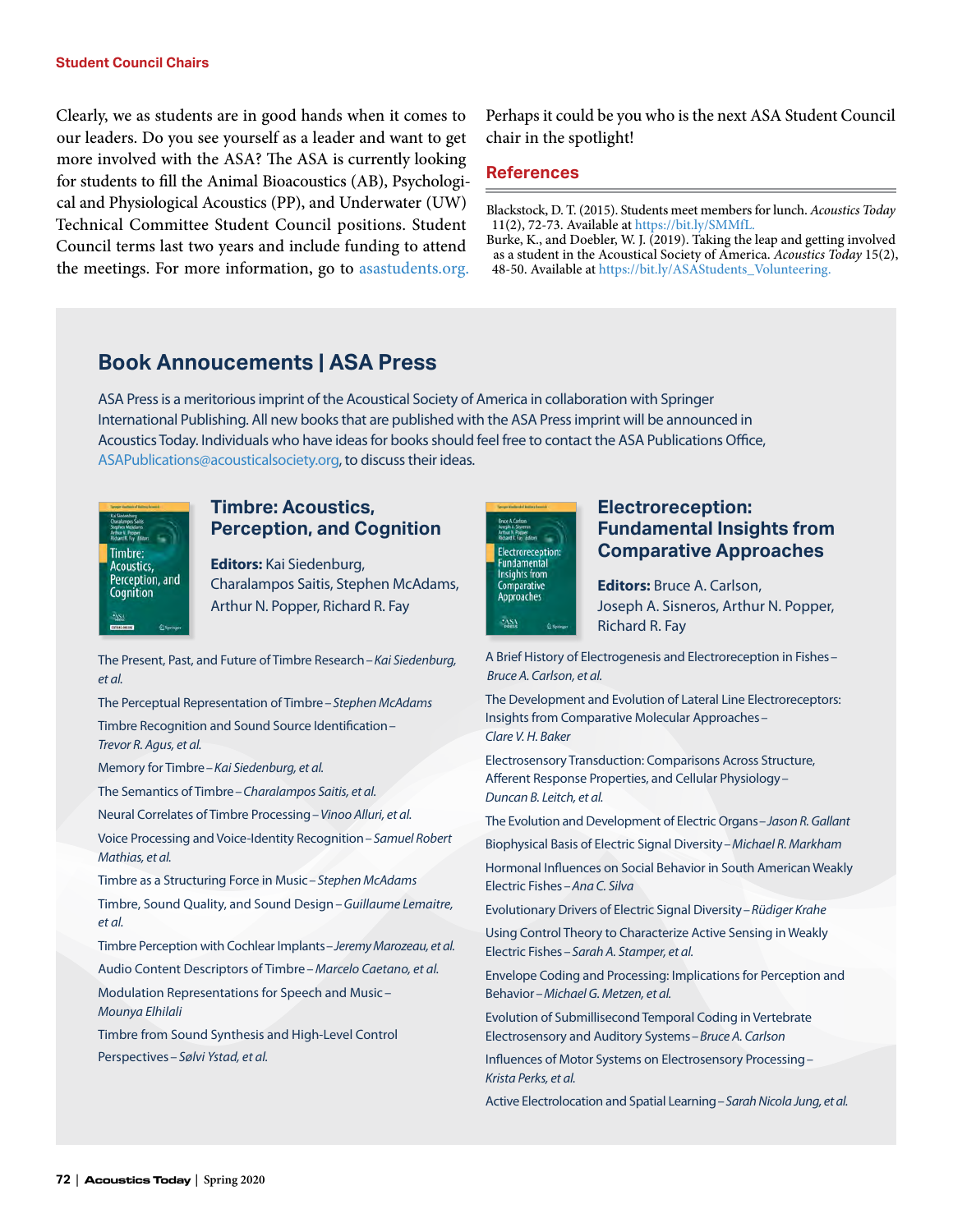## Student Council Chairs

Clearly, we as students are in good hands when it comes to our leaders. Do you see yourself as a leader and want to get more involved with the ASA? The ASA is currently looking for students to fill the Animal Bioacoustics (AB), Psychological and Physiological Acoustics (PP), and Underwater (UW) Technical Committee Student Council positions. Student Council terms last two years and include funding to attend the meetings. For more information, go to asastudents.org. Perhaps it could be you who is the next ASA Student Council chair in the spotlight!

### References

Blackstock, D. T. (2015). Students meet members for lunch. *Acoustics Today* 11(2), 72-73. Available at https://bit.ly/SMMfL.

Burke, K., and Doebler, W. J. (2019). Taking the leap and getting involved as a student in the Acoustical Society of America. *Acoustics Today* 15(2), 48-50. Available at https://bit.ly/ASAStudents_Volunteering.

## Book Annoucements | ASA Press

ASA Press is a meritorious imprint of the Acoustical Society of America in collaboration with Springer International Publishing. All new books that are published with the ASA Press imprint will be announced in Acoustics Today. Individuals who have ideas for books should feel free to contact the ASA Publications Office, ASAPublications@acousticalsociety.org, to discuss their ideas.

### Timbre: Acoustics, Perception, and Cognition

**Editors:** Kai Siedenburg, Charalampos Saitis, Stephen McAdams, Arthur N. Popper, Richard R. Fay

- The Present, Past, and Future of Timbre Research – *Kai Siedenburg, et al.*
- The Perceptual Representation of Timbre – *Stephen McAdams*
- Timbre Recognition and Sound Source Identification – *Trevor R. Agus, et al.*
- Memory for Timbre – *Kai Siedenburg, et al.*
- The Semantics of Timbre – *Charalampos Saitis, et al.*
- Neural Correlates of Timbre Processing – *Vinoo Alluri, et al.*
- Voice Processing and Voice-Identity Recognition – *Samuel Robert Mathias, et al.*
- Timbre as a Structuring Force in Music – *Stephen McAdams*
- Timbre, Sound Quality, and Sound Design – *Guillaume Lemaitre, et al.*
- Timbre Perception with Cochlear Implants – *Jeremy Marozeau, et al.*
- Audio Content Descriptors of Timbre – *Marcelo Caetano, et al.*
- Modulation Representations for Speech and Music – *Mounya Elhilali*
- Timbre from Sound Synthesis and High-Level Control Perspectives – *Sølvi Ystad, et al.*

### Electroreception: Fundamental Insights from Comparative Approaches

**Editors:** Bruce A. Carlson, Joseph A. Sisneros, Arthur N. Popper, Richard R. Fay

- A Brief History of Electrogenesis and Electroreception in Fishes – *Bruce A. Carlson, et al.*
- The Development and Evolution of Lateral Line Electroreceptors: Insights from Comparative Molecular Approaches – *Clare V. H. Baker*
- Electrosensory Transduction: Comparisons Across Structure, Afferent Response Properties, and Cellular Physiology – *Duncan B. Leitch, et al.*
- The Evolution and Development of Electric Organs – *Jason R. Gallant*
- Biophysical Basis of Electric Signal Diversity – *Michael R. Markham*
- Hormonal Influences on Social Behavior in South American Weakly Electric Fishes – *Ana C. Silva*
- Evolutionary Drivers of Electric Signal Diversity – *Rüdiger Krahe*
- Using Control Theory to Characterize Active Sensing in Weakly Electric Fishes – *Sarah A. Stamper, et al.*
- Envelope Coding and Processing: Implications for Perception and Behavior – *Michael G. Metzen, et al.*
- Evolution of Submillisecond Temporal Coding in Vertebrate Electrosensory and Auditory Systems – *Bruce A. Carlson*
- Influences of Motor Systems on Electrosensory Processing – *Krista Perks, et al.*
- Active Electrolocation and Spatial Learning – *Sarah Nicola Jung, et al.*